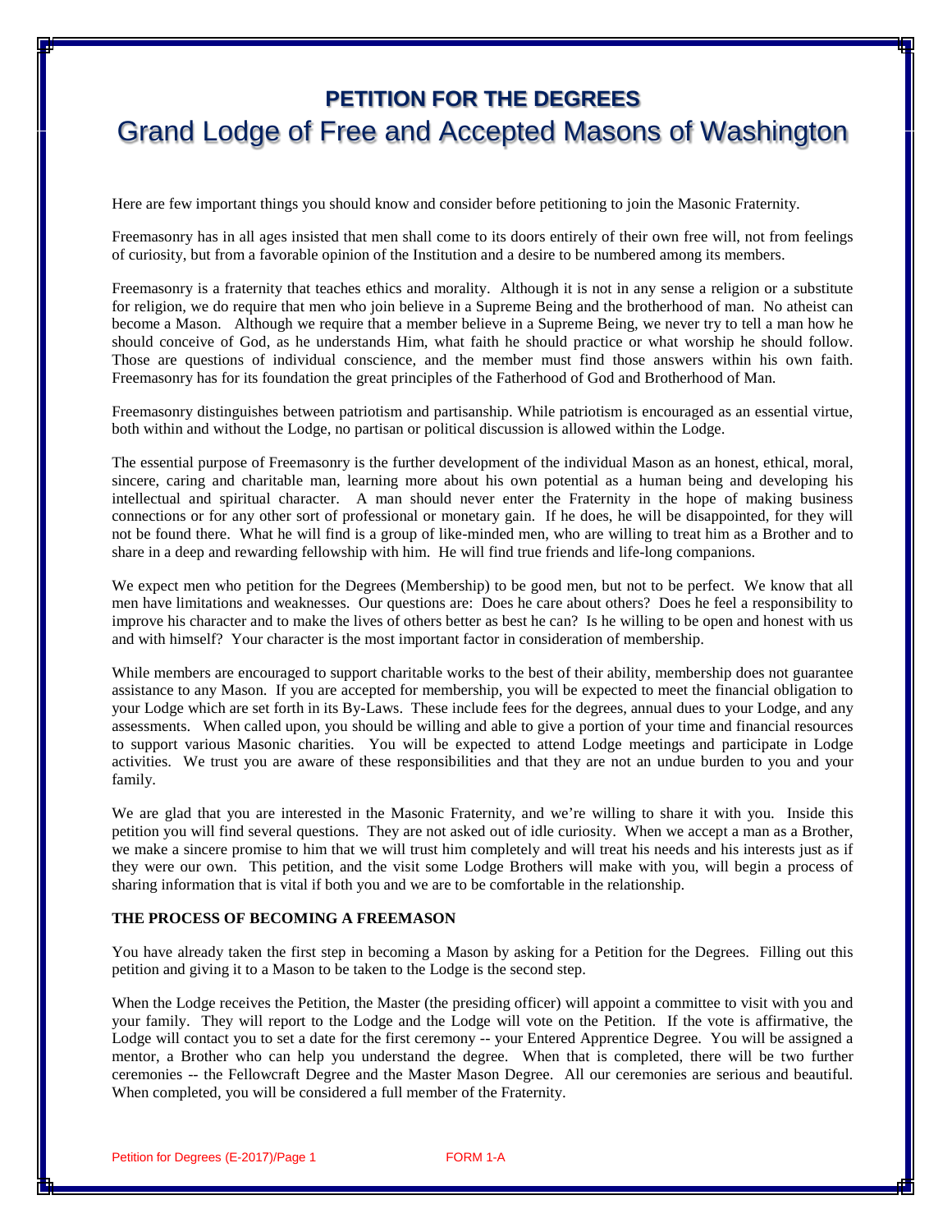# PETITION FOR THE DEGREES

# Grand Lodge of Free and Accepted Masons of Washington

Here are few important things you should know and consider before petitioning to join the Masonic Fraternity.

Freemasonry has in all ages insisted that men shall come to its doors entirely of their own free will, not from feelings of curiosity, but from a favorable opinion of the Institution and a desire to be numbered among its members.

Freemasonry is a fraternity that teaches ethics and morality. Although it is not in any sense a religion or a substitute for religion, we do require that men who join believe in a Supreme Being and the brotherhood of man. No atheist can become a Mason. Although we require that a member believe in a Supreme Being, we never try to tell a man how he should conceive of God, as he understands Him, what faith he should practice or what worship he should follow. Those are questions of individual conscience, and the member must find those answers within his own faith. Freemasonry has for its foundation the great principles of the Fatherhood of God and Brotherhood of Man.

Freemasonry distinguishes between patriotism and partisanship. While patriotism is encouraged as an essential virtue, both within and without the Lodge, no partisan or political discussion is allowed within the Lodge.

The essential purpose of Freemasonry is the further development of the individual Mason as an honest, ethical, moral, sincere, caring and charitable man, learning more about his own potential as a human being and developing his intellectual and spiritual character. A man should never enter the Fraternity in the hope of making business connections or for any other sort of professional or monetary gain. If he does, he will be disappointed, for they will not be found there. What he will find is a group of like-minded men, who are willing to treat him as a Brother and to share in a deep and rewarding fellowship with him. He will find true friends and life-long companions.

We expect men who petition for the Degrees (Membership) to be good men, but not to be perfect. We know that all men have limitations and weaknesses. Our questions are: Does he care about others? Does he feel a responsibility to improve his character and to make the lives of others better as best he can? Is he willing to be open and honest with us and with himself? Your character is the most important factor in consideration of membership.

While members are encouraged to support charitable works to the best of their ability, membership does not guarantee assistance to any Mason. If you are accepted for membership, you will be expected to meet the financial obligation to your Lodge which are set forth in its By-Laws. These include fees for the degrees, annual dues to your Lodge, and any assessments. When called upon, you should be willing and able to give a portion of your time and financial resources to support various Masonic charities. You will be expected to attend Lodge meetings and participate in Lodge activities. We trust you are aware of these responsibilities and that they are not an undue burden to you and your family.

We are glad that you are interested in the Masonic Fraternity, and we're willing to share it with you. Inside this petition you will find several questions. They are not asked out of idle curiosity. When we accept a man as a Brother, we make a sincere promise to him that we will trust him completely and will treat his needs and his interests just as if they were our own. This petition, and the visit some Lodge Brothers will make with you, will begin a process of sharing information that is vital if both you and we are to be comfortable in the relationship.

**THE PROCESS OF BECOMING A FREEMASON**

You have already taken the first step in becoming a Mason by asking for a Petition for the Degrees. Filling out this petition and giving it to a Mason to be taken to the Lodge is the second step.

When the Lodge receives the Petition, the Master (the presiding officer) will appoint a committee to visit with you and your family. They will report to the Lodge and the Lodge will vote on the Petition. If the vote is affirmative, the Lodge will contact you to set a date for the first ceremony -- your Entered Apprentice Degree. You will be assigned a mentor, a Brother who can help you understand the degree. When that is completed, there will be two further ceremonies -- the Fellowcraft Degree and the Master Mason Degree. All our ceremonies are serious and beautiful. When completed, you will be considered a full member of the Fraternity.

Petition for Degrees (E-2017)/Page 1 FORM 1-A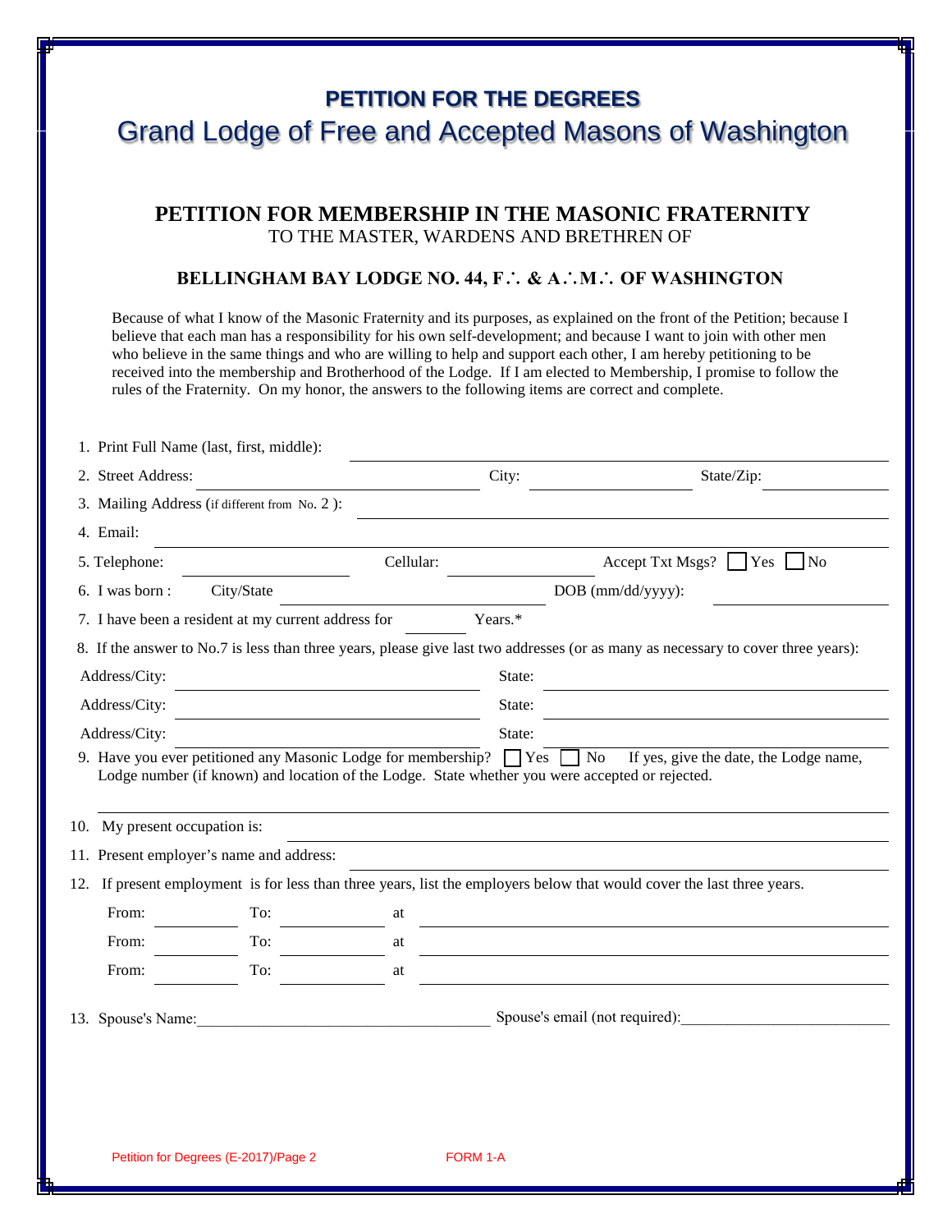# PETITION FOR THE DEGREES

## Grand Lodge of Free and Accepted Masons of Washington

## PETITION FOR MEMBERSHIP IN THE MASONIC FRATERNITY

TO THE MASTER, WARDENS AND BRETHREN OF

### BELLINGHAM BAY LODGE NO. 44, F∴ & A∴M∴ OF WASHINGTON

Because of what I know of the Masonic Fraternity and its purposes, as explained on the front of the Petition; because I believe that each man has a responsibility for his own self-development; and because I want to join with other men who believe in the same things and who are willing to help and support each other, I am hereby petitioning to be received into the membership and Brotherhood of the Lodge. If I am elected to Membership, I promise to follow the rules of the Fraternity. On my honor, the answers to the following items are correct and complete.

1. Print Full Name (last, first, middle): ______________________________
2. Street Address: ______________ City: ______________ State/Zip: ______________
3. Mailing Address (if different from No. 2 ): ______________________________
4. Email: ______________________________
5. Telephone: ______________ Cellular: ______________ Accept Txt Msgs? ☐ Yes ☐ No
6. I was born : City/State ______________ DOB (mm/dd/yyyy): ______________
7. I have been a resident at my current address for ________ Years.*
8. If the answer to No.7 is less than three years, please give last two addresses (or as many as necessary to cover three years):

   Address/City: ______________ State: ______________

   Address/City: ______________ State: ______________

   Address/City: ______________ State: ______________

9. Have you ever petitioned any Masonic Lodge for membership? ☐ Yes ☐ No If yes, give the date, the Lodge name, Lodge number (if known) and location of the Lodge. State whether you were accepted or rejected.

   ______________________________

10. My present occupation is: ______________________________
11. Present employer's name and address: ______________________________
12. If present employment is for less than three years, list the employers below that would cover the last three years.

    From: ________ To: ________ at ______________________________

    From: ________ To: ________ at ______________________________

    From: ________ To: ________ at ______________________________

13. Spouse's Name: ______________________________ Spouse's email (not required): ______________________________

Petition for Degrees (E-2017)/Page 2 FORM 1-A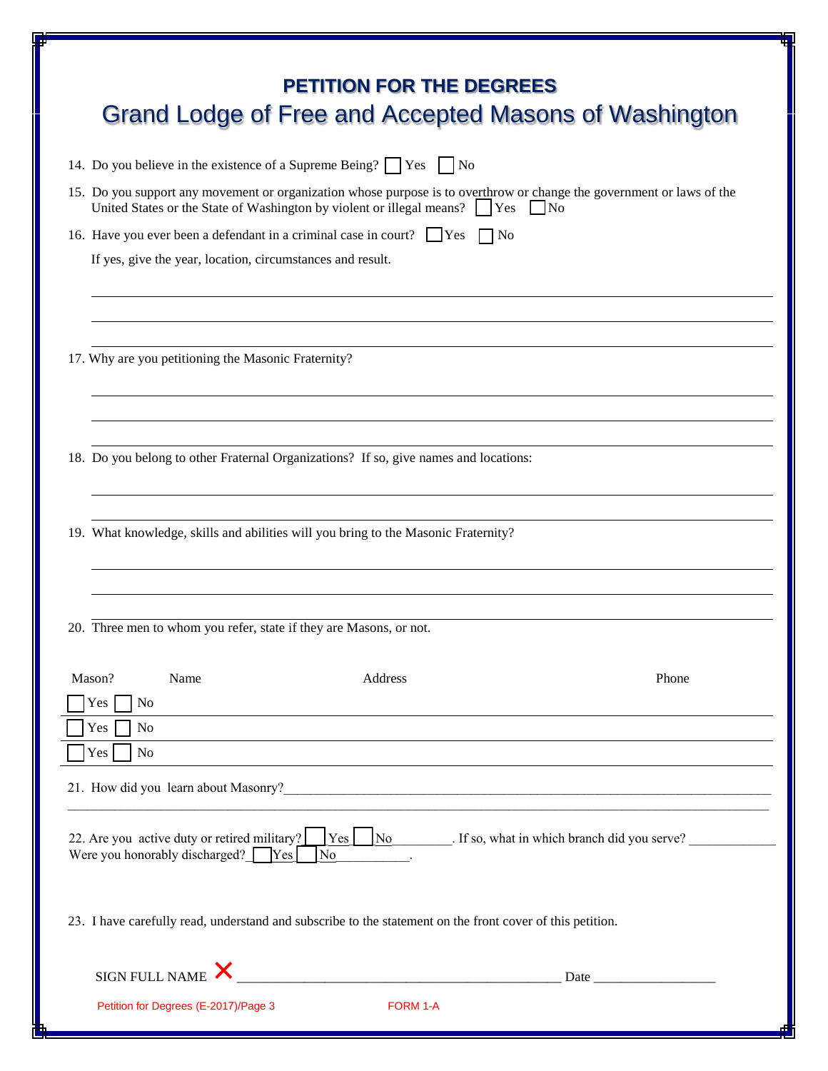# PETITION FOR THE DEGREES

## Grand Lodge of Free and Accepted Masons of Washington

14. Do you believe in the existence of a Supreme Being? ☐ Yes ☐ No

15. Do you support any movement or organization whose purpose is to overthrow or change the government or laws of the United States or the State of Washington by violent or illegal means? ☐ Yes ☐ No

16. Have you ever been a defendant in a criminal case in court? ☐ Yes ☐ No

    If yes, give the year, location, circumstances and result.

    ______________________________________________________________________________

    ______________________________________________________________________________

    ______________________________________________________________________________

17. Why are you petitioning the Masonic Fraternity?

    ______________________________________________________________________________

    ______________________________________________________________________________

    ______________________________________________________________________________

18. Do you belong to other Fraternal Organizations? If so, give names and locations:

    ______________________________________________________________________________

    ______________________________________________________________________________

19. What knowledge, skills and abilities will you bring to the Masonic Fraternity?

    ______________________________________________________________________________

    ______________________________________________________________________________

    ______________________________________________________________________________

20. Three men to whom you refer, state if they are Masons, or not.

| Mason? | Name | Address | Phone |
|---|---|---|---|
| ☐ Yes ☐ No | | | |
| ☐ Yes ☐ No | | | |
| ☐ Yes ☐ No | | | |

21. How did you learn about Masonry?______________________________________________________________________________

______________________________________________________________________________

22. Are you active duty or retired military? ☐ Yes ☐ No________. If so, what in which branch did you serve? ____________
Were you honorably discharged? ☐ Yes ☐ No__________.

23. I have carefully read, understand and subscribe to the statement on the front cover of this petition.

SIGN FULL NAME ✕ ______________________________________________ Date __________________

Petition for Degrees (E-2017)/Page 3 FORM 1-A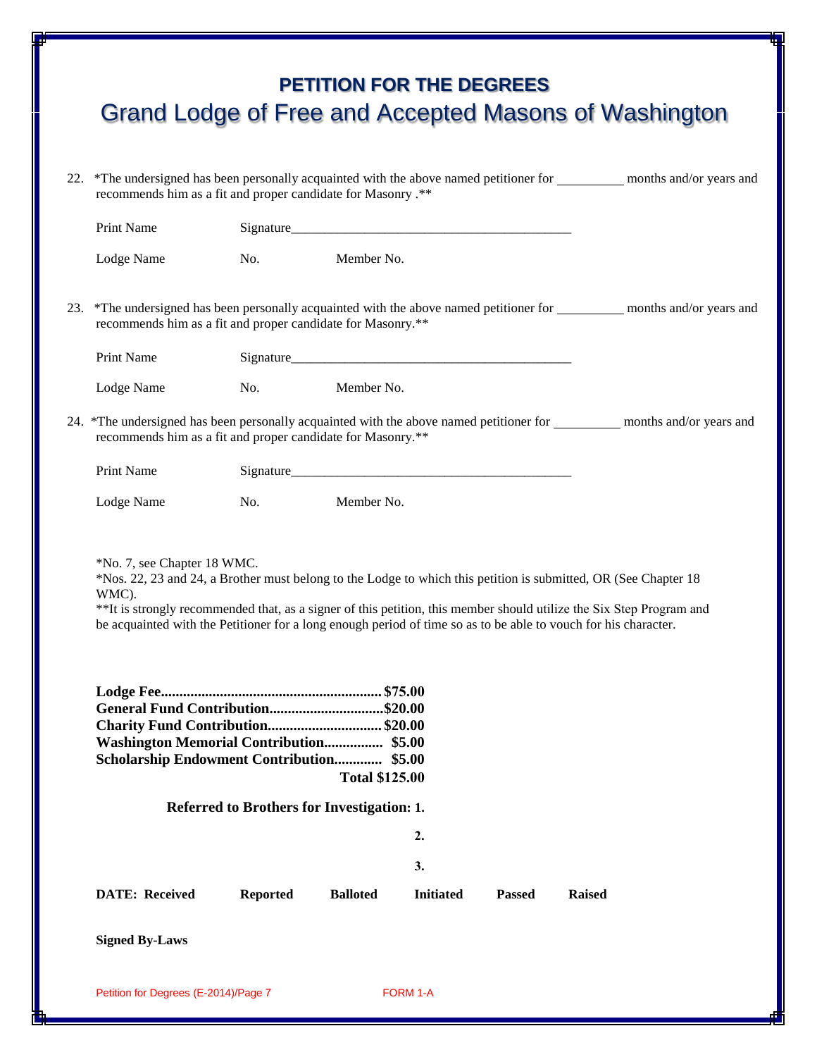# PETITION FOR THE DEGREES

## Grand Lodge of Free and Accepted Masons of Washington

22. *The undersigned has been personally acquainted with the above named petitioner for __________ months and/or years and recommends him as a fit and proper candidate for Masonry .**

    Print Name                Signature____________________________________________

    Lodge Name                No.                Member No.

23. *The undersigned has been personally acquainted with the above named petitioner for __________ months and/or years and recommends him as a fit and proper candidate for Masonry.**

    Print Name                Signature____________________________________________

    Lodge Name                No.                Member No.

24. *The undersigned has been personally acquainted with the above named petitioner for __________ months and/or years and recommends him as a fit and proper candidate for Masonry.**

    Print Name                Signature____________________________________________

    Lodge Name                No.                Member No.

*No. 7, see Chapter 18 WMC.
*Nos. 22, 23 and 24, a Brother must belong to the Lodge to which this petition is submitted, OR (See Chapter 18 WMC).
**It is strongly recommended that, as a signer of this petition, this member should utilize the Six Step Program and be acquainted with the Petitioner for a long enough period of time so as to be able to vouch for his character.

| | |
|---|---|
| **Lodge Fee** | **$75.00** |
| **General Fund Contribution** | **$20.00** |
| **Charity Fund Contribution** | **$20.00** |
| **Washington Memorial Contribution** | **$5.00** |
| **Scholarship Endowment Contribution** | **$5.00** |
| **Total** | **$125.00** |

**Referred to Brothers for Investigation: 1.**

**2.**

**3.**

**DATE: Received**    **Reported**    **Balloted**    **Initiated**    **Passed**    **Raised**

**Signed By-Laws**

Petition for Degrees (E-2014)/Page 7    FORM 1-A